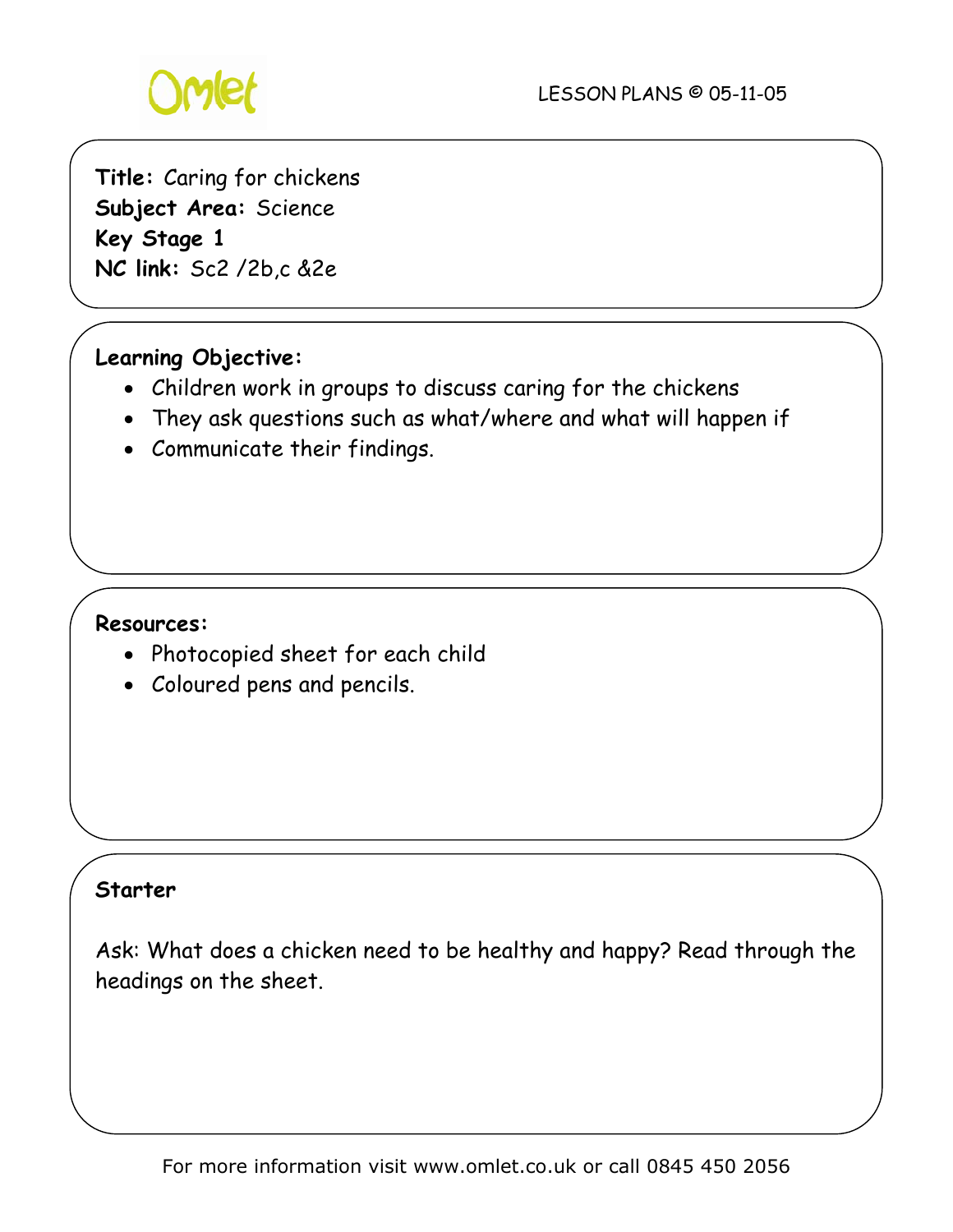**Title:** Caring for chickens
**Subject Area:** Science
**Key Stage 1**
**NC link:** Sc2 /2b,c &2e

**Learning Objective:**

- Children work in groups to discuss caring for the chickens
- They ask questions such as what/where and what will happen if
- Communicate their findings.

**Resources:**

- Photocopied sheet for each child
- Coloured pens and pencils.

**Starter**

Ask: What does a chicken need to be healthy and happy? Read through the headings on the sheet.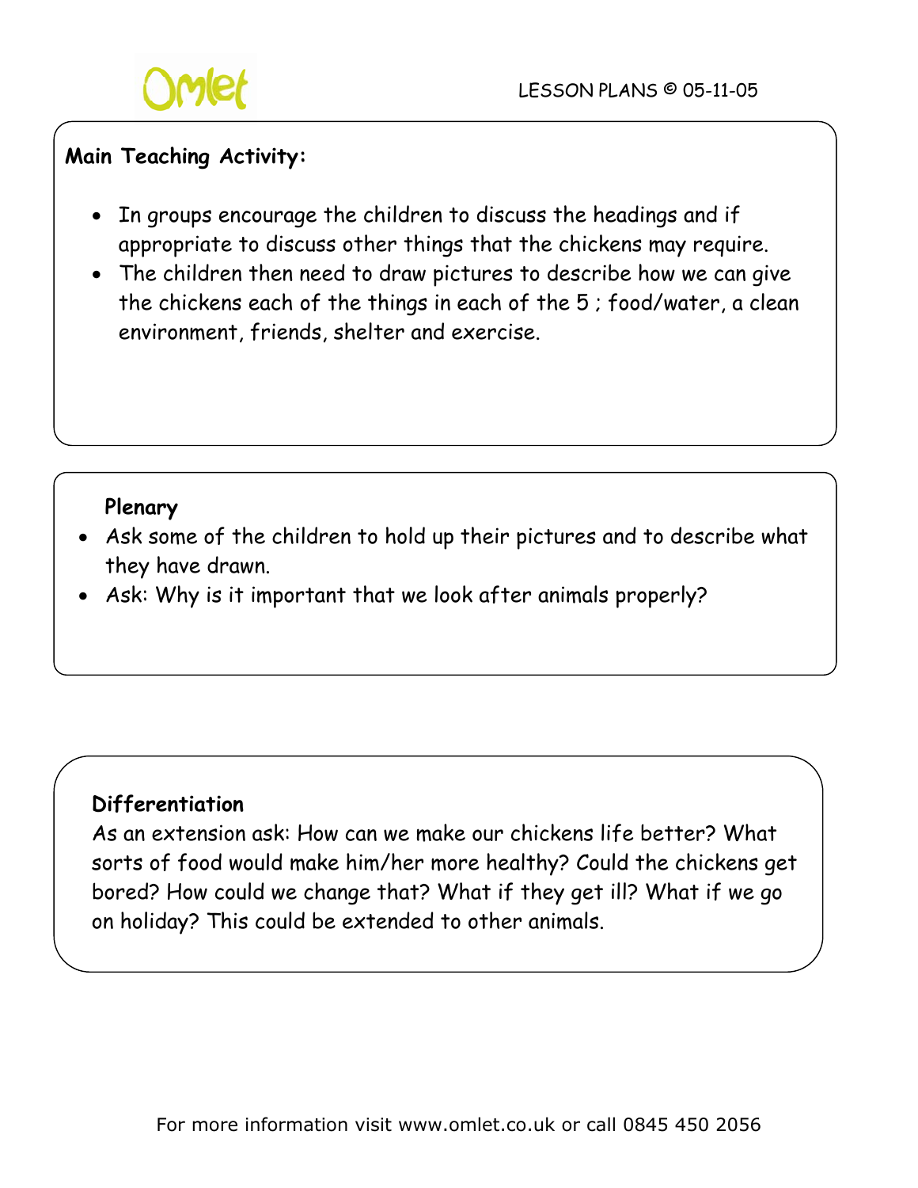**Main Teaching Activity:**

- In groups encourage the children to discuss the headings and if appropriate to discuss other things that the chickens may require.
- The children then need to draw pictures to describe how we can give the chickens each of the things in each of the 5 ; food/water, a clean environment, friends, shelter and exercise.

**Plenary**

- Ask some of the children to hold up their pictures and to describe what they have drawn.
- Ask: Why is it important that we look after animals properly?

**Differentiation**

As an extension ask: How can we make our chickens life better? What sorts of food would make him/her more healthy? Could the chickens get bored? How could we change that? What if they get ill? What if we go on holiday? This could be extended to other animals.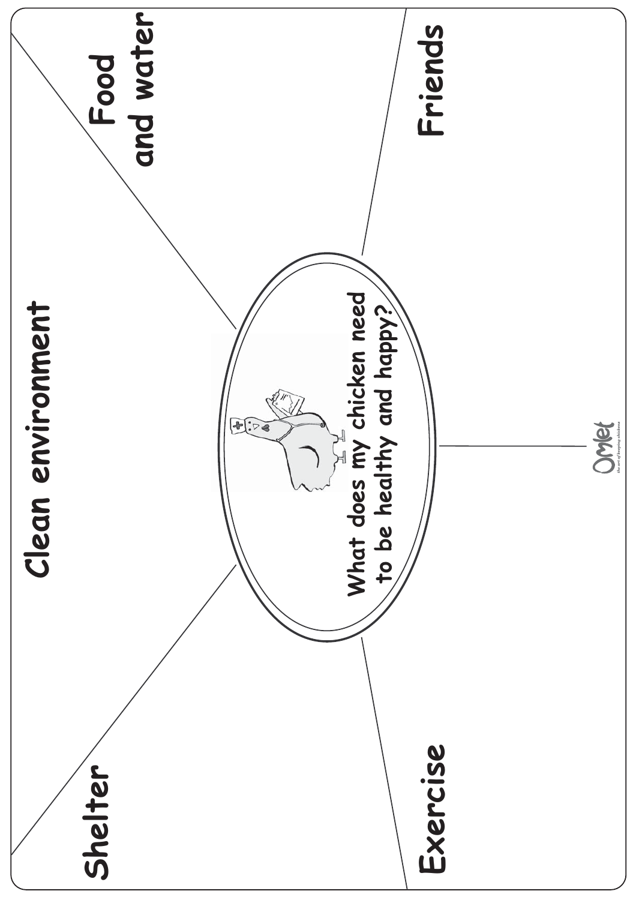# What does my chicken need to be healthy and happy?

Clean environment

Food and water

Friends

Shelter

Exercise

Omlet
the art of keeping chickens